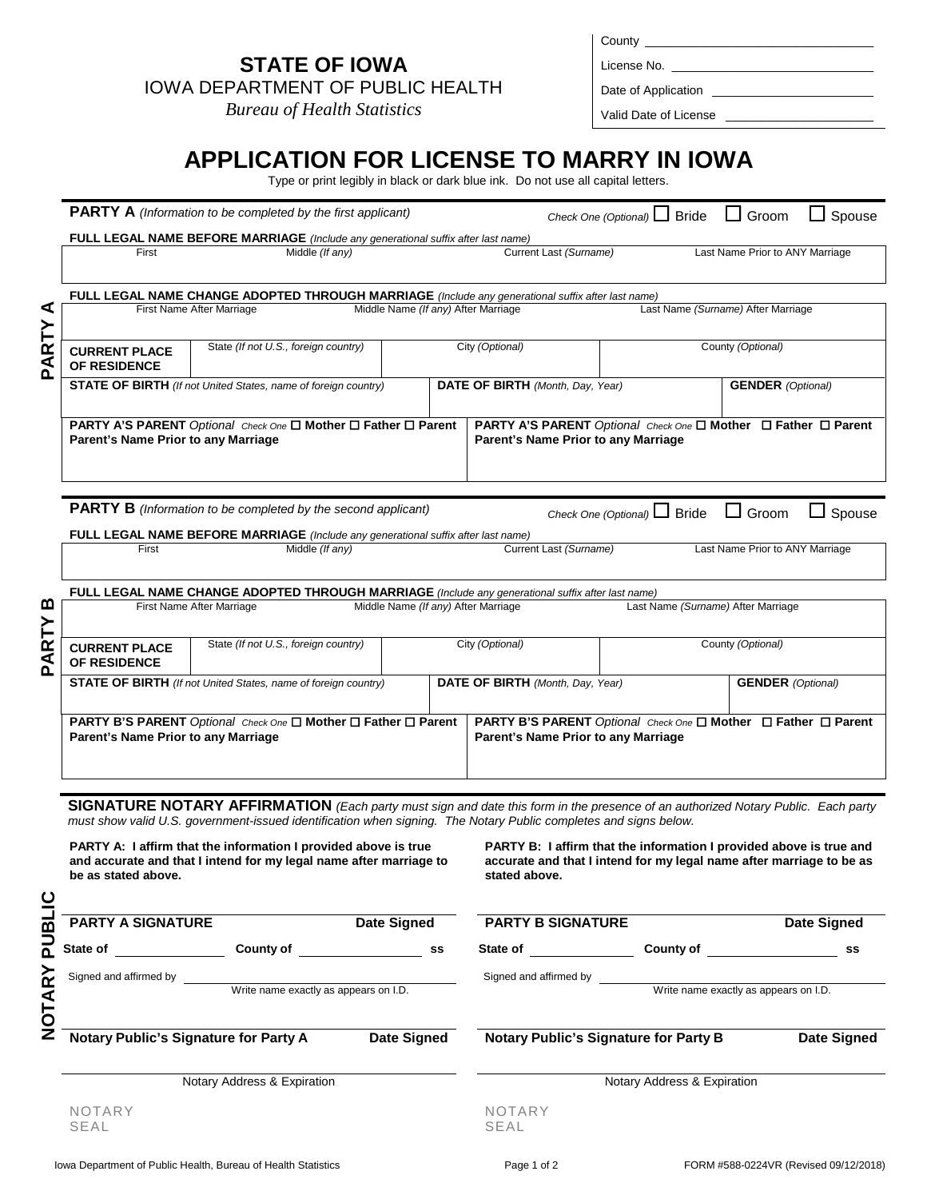County ______________________

License No. ______________________

Date of Application ______________________

Valid Date of License ______________________

**STATE OF IOWA**
IOWA DEPARTMENT OF PUBLIC HEALTH
*Bureau of Health Statistics*

# APPLICATION FOR LICENSE TO MARRY IN IOWA

Type or print legibly in black or dark blue ink. Do not use all capital letters.

## PARTY A

**PARTY A** *(Information to be completed by the first applicant)* — *Check One (Optional)* ☐ Bride ☐ Groom ☐ Spouse

**FULL LEGAL NAME BEFORE MARRIAGE** *(Include any generational suffix after last name)*

| First | Middle *(If any)* | Current Last *(Surname)* | Last Name Prior to ANY Marriage |
|---|---|---|---|
| | | | |

**FULL LEGAL NAME CHANGE ADOPTED THROUGH MARRIAGE** *(Include any generational suffix after last name)*

| First Name After Marriage | Middle Name *(If any)* After Marriage | Last Name *(Surname)* After Marriage |
|---|---|---|
| | | |

| **CURRENT PLACE OF RESIDENCE** | State *(If not U.S., foreign country)* | City *(Optional)* | County *(Optional)* |
|---|---|---|---|
| | | | |

| **STATE OF BIRTH** *(If not United States, name of foreign country)* | **DATE OF BIRTH** *(Month, Day, Year)* | **GENDER** *(Optional)* |
|---|---|---|
| | | |

| **PARTY A'S PARENT** *Optional Check One* ☐ **Mother** ☐ **Father** ☐ **Parent** **Parent's Name Prior to any Marriage** | **PARTY A'S PARENT** *Optional Check One* ☐ **Mother** ☐ **Father** ☐ **Parent** **Parent's Name Prior to any Marriage** |
|---|---|
| | |

## PARTY B

**PARTY B** *(Information to be completed by the second applicant)* — *Check One (Optional)* ☐ Bride ☐ Groom ☐ Spouse

**FULL LEGAL NAME BEFORE MARRIAGE** *(Include any generational suffix after last name)*

| First | Middle *(If any)* | Current Last *(Surname)* | Last Name Prior to ANY Marriage |
|---|---|---|---|
| | | | |

**FULL LEGAL NAME CHANGE ADOPTED THROUGH MARRIAGE** *(Include any generational suffix after last name)*

| First Name After Marriage | Middle Name *(If any)* After Marriage | Last Name *(Surname)* After Marriage |
|---|---|---|
| | | |

| **CURRENT PLACE OF RESIDENCE** | State *(If not U.S., foreign country)* | City *(Optional)* | County *(Optional)* |
|---|---|---|---|
| | | | |

| **STATE OF BIRTH** *(If not United States, name of foreign country)* | **DATE OF BIRTH** *(Month, Day, Year)* | **GENDER** *(Optional)* |
|---|---|---|
| | | |

| **PARTY B'S PARENT** *Optional Check One* ☐ **Mother** ☐ **Father** ☐ **Parent** **Parent's Name Prior to any Marriage** | **PARTY B'S PARENT** *Optional Check One* ☐ **Mother** ☐ **Father** ☐ **Parent** **Parent's Name Prior to any Marriage** |
|---|---|
| | |

## NOTARY PUBLIC

**SIGNATURE NOTARY AFFIRMATION** *(Each party must sign and date this form in the presence of an authorized Notary Public. Each party must show valid U.S. government-issued identification when signing. The Notary Public completes and signs below.*

**PARTY A: I affirm that the information I provided above is true and accurate and that I intend for my legal name after marriage to be as stated above.**

**PARTY A SIGNATURE** ______________________ **Date Signed** __________

**State of** __________ **County of** __________ **ss**

Signed and affirmed by ______________________
Write name exactly as appears on I.D.

**Notary Public's Signature for Party A** ______________________ **Date Signed** __________

Notary Address & Expiration ______________________

NOTARY SEAL

**PARTY B: I affirm that the information I provided above is true and accurate and that I intend for my legal name after marriage to be as stated above.**

**PARTY B SIGNATURE** ______________________ **Date Signed** __________

**State of** __________ **County of** __________ **ss**

Signed and affirmed by ______________________
Write name exactly as appears on I.D.

**Notary Public's Signature for Party B** ______________________ **Date Signed** __________

Notary Address & Expiration ______________________

NOTARY SEAL

Iowa Department of Public Health, Bureau of Health Statistics — FORM #588-0224VR (Revised 09/12/2018)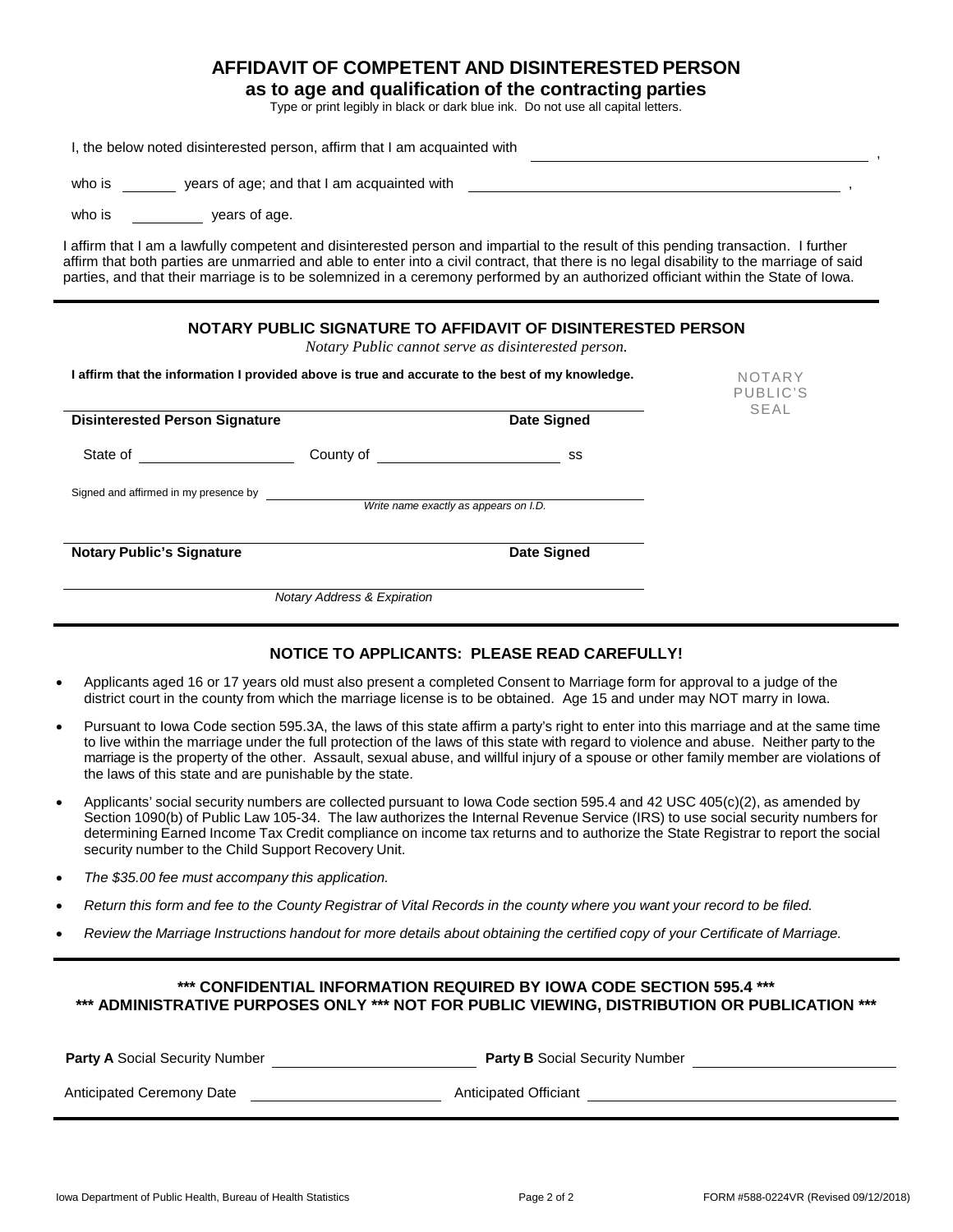# AFFIDAVIT OF COMPETENT AND DISINTERESTED PERSON

## as to age and qualification of the contracting parties

Type or print legibly in black or dark blue ink. Do not use all capital letters.

I, the below noted disinterested person, affirm that I am acquainted with ______________________________,

who is ________ years of age; and that I am acquainted with ______________________________,

who is ________ years of age.

I affirm that I am a lawfully competent and disinterested person and impartial to the result of this pending transaction. I further affirm that both parties are unmarried and able to enter into a civil contract, that there is no legal disability to the marriage of said parties, and that their marriage is to be solemnized in a ceremony performed by an authorized officiant within the State of Iowa.

---

### NOTARY PUBLIC SIGNATURE TO AFFIDAVIT OF DISINTERESTED PERSON

*Notary Public cannot serve as disinterested person.*

**I affirm that the information I provided above is true and accurate to the best of my knowledge.**

NOTARY PUBLIC'S SEAL

______________________________

**Disinterested Person Signature** **Date Signed**

State of ______________ County of ______________ ss

Signed and affirmed in my presence by ______________________________

*Write name exactly as appears on I.D.*

______________________________

**Notary Public's Signature** **Date Signed**

______________________________

*Notary Address & Expiration*

---

### NOTICE TO APPLICANTS: PLEASE READ CAREFULLY!

- Applicants aged 16 or 17 years old must also present a completed Consent to Marriage form for approval to a judge of the district court in the county from which the marriage license is to be obtained. Age 15 and under may NOT marry in Iowa.
- Pursuant to Iowa Code section 595.3A, the laws of this state affirm a party's right to enter into this marriage and at the same time to live within the marriage under the full protection of the laws of this state with regard to violence and abuse. Neither party to the marriage is the property of the other. Assault, sexual abuse, and willful injury of a spouse or other family member are violations of the laws of this state and are punishable by the state.
- Applicants' social security numbers are collected pursuant to Iowa Code section 595.4 and 42 USC 405(c)(2), as amended by Section 1090(b) of Public Law 105-34. The law authorizes the Internal Revenue Service (IRS) to use social security numbers for determining Earned Income Tax Credit compliance on income tax returns and to authorize the State Registrar to report the social security number to the Child Support Recovery Unit.
- *The $35.00 fee must accompany this application.*
- *Return this form and fee to the County Registrar of Vital Records in the county where you want your record to be filed.*
- *Review the Marriage Instructions handout for more details about obtaining the certified copy of your Certificate of Marriage.*

---

### *** CONFIDENTIAL INFORMATION REQUIRED BY IOWA CODE SECTION 595.4 ***
### *** ADMINISTRATIVE PURPOSES ONLY *** NOT FOR PUBLIC VIEWING, DISTRIBUTION OR PUBLICATION ***

**Party A** Social Security Number ______________ **Party B** Social Security Number ______________

Anticipated Ceremony Date ______________ Anticipated Officiant ______________

Iowa Department of Public Health, Bureau of Health Statistics FORM #588-0224VR (Revised 09/12/2018)